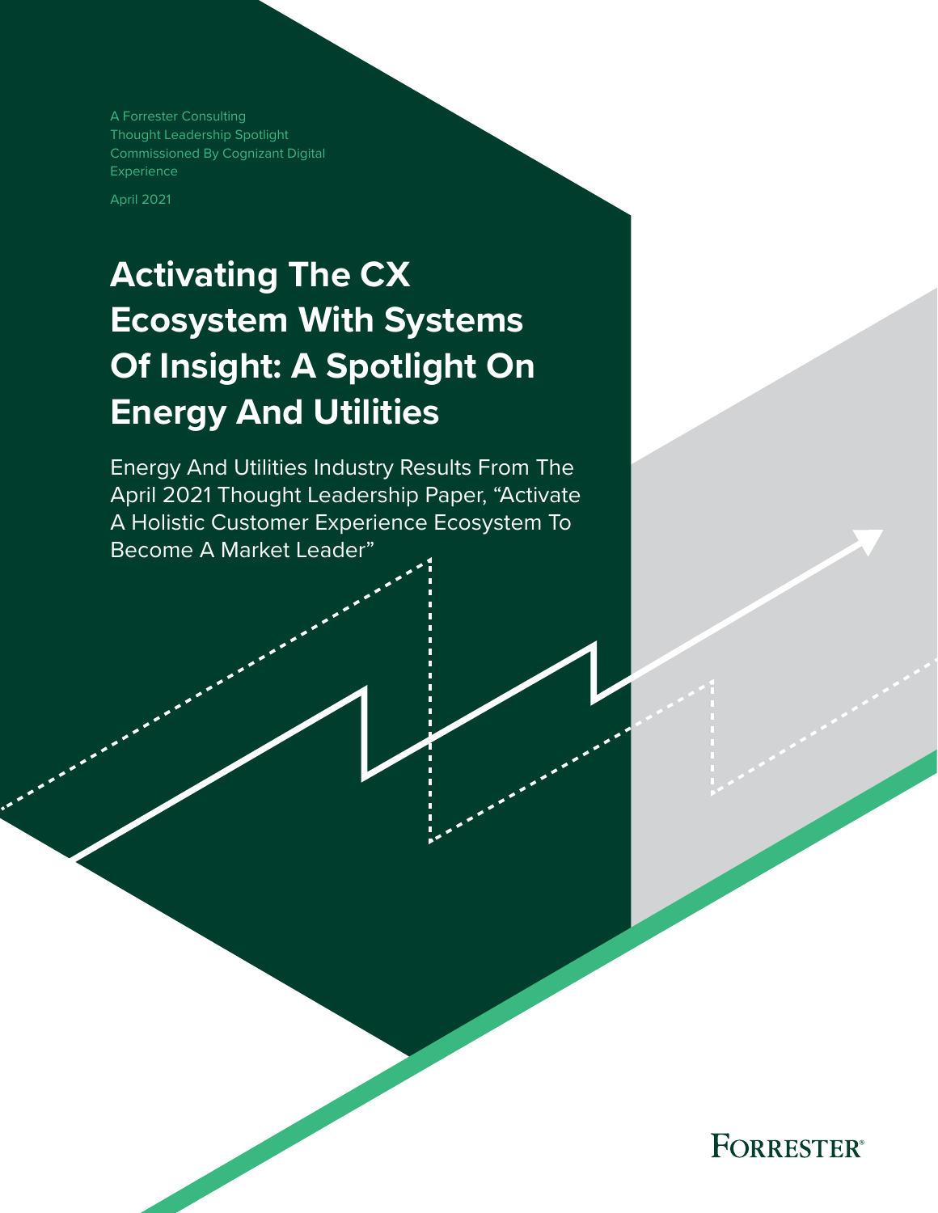A Forrester Consulting
Thought Leadership Spotlight
Commissioned By Cognizant Digital Experience

April 2021

# Activating The CX Ecosystem With Systems Of Insight: A Spotlight On Energy And Utilities

Energy And Utilities Industry Results From The April 2021 Thought Leadership Paper, "Activate A Holistic Customer Experience Ecosystem To Become A Market Leader"

FORRESTER®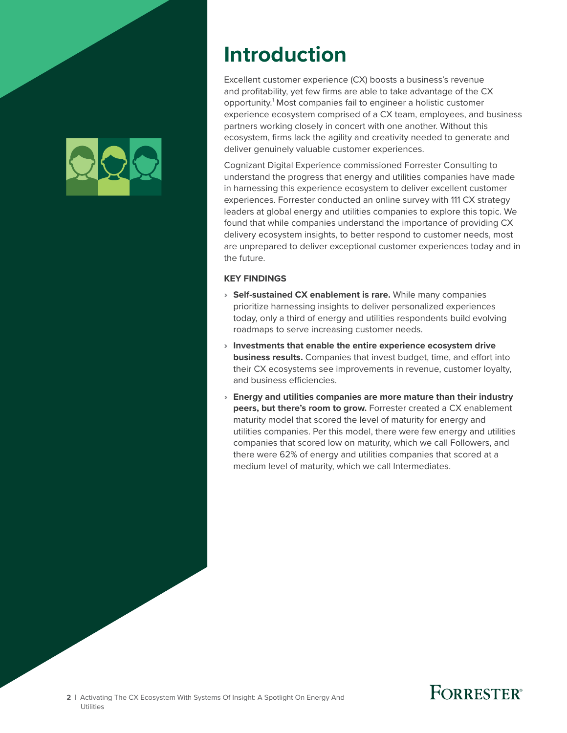# Introduction

Excellent customer experience (CX) boosts a business's revenue and profitability, yet few firms are able to take advantage of the CX opportunity.[1] Most companies fail to engineer a holistic customer experience ecosystem comprised of a CX team, employees, and business partners working closely in concert with one another. Without this ecosystem, firms lack the agility and creativity needed to generate and deliver genuinely valuable customer experiences.

Cognizant Digital Experience commissioned Forrester Consulting to understand the progress that energy and utilities companies have made in harnessing this experience ecosystem to deliver excellent customer experiences. Forrester conducted an online survey with 111 CX strategy leaders at global energy and utilities companies to explore this topic. We found that while companies understand the importance of providing CX delivery ecosystem insights, to better respond to customer needs, most are unprepared to deliver exceptional customer experiences today and in the future.

### KEY FINDINGS

- **Self-sustained CX enablement is rare.** While many companies prioritize harnessing insights to deliver personalized experiences today, only a third of energy and utilities respondents build evolving roadmaps to serve increasing customer needs.
- **Investments that enable the entire experience ecosystem drive business results.** Companies that invest budget, time, and effort into their CX ecosystems see improvements in revenue, customer loyalty, and business efficiencies.
- **Energy and utilities companies are more mature than their industry peers, but there's room to grow.** Forrester created a CX enablement maturity model that scored the level of maturity for energy and utilities companies. Per this model, there were few energy and utilities companies that scored low on maturity, which we call Followers, and there were 62% of energy and utilities companies that scored at a medium level of maturity, which we call Intermediates.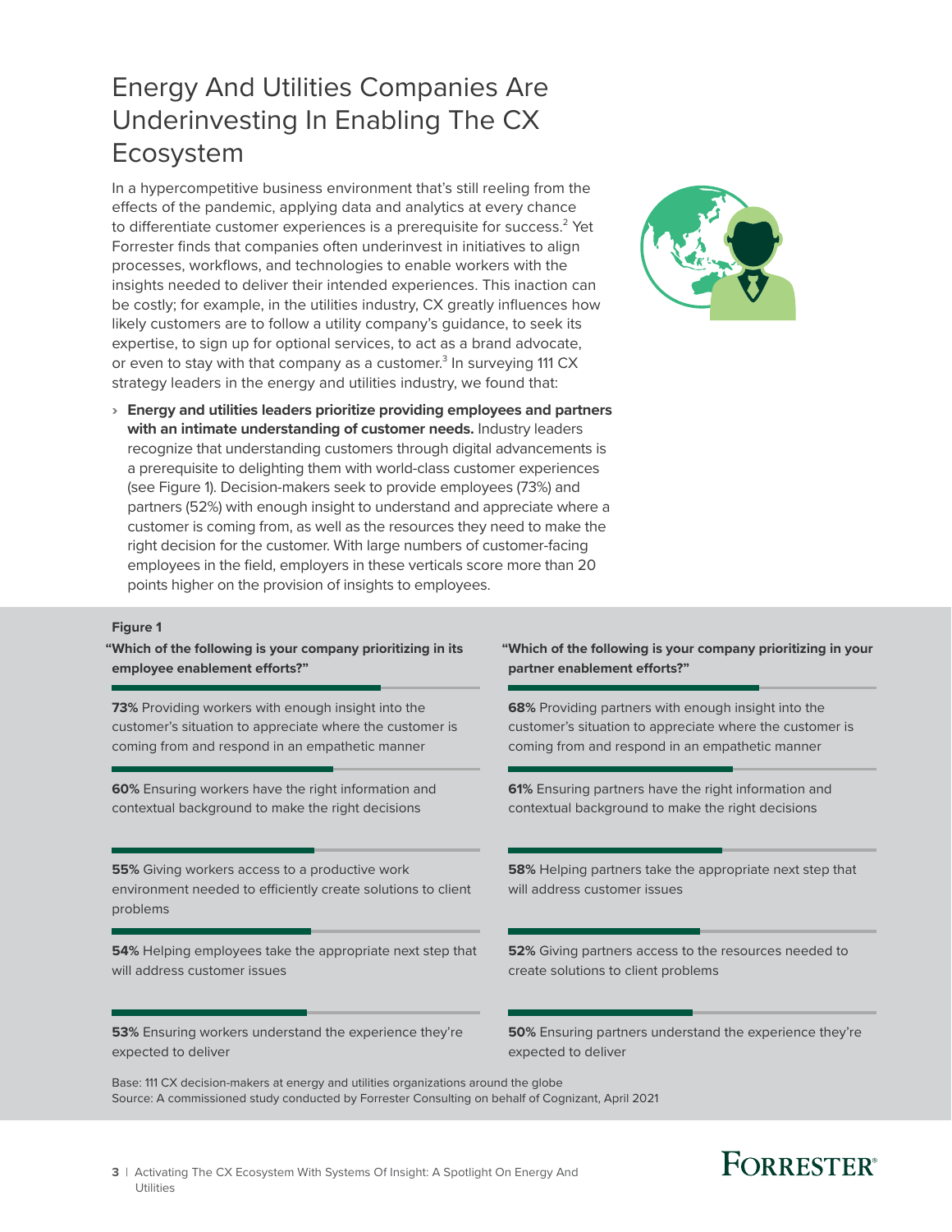# Energy And Utilities Companies Are Underinvesting In Enabling The CX Ecosystem

In a hypercompetitive business environment that's still reeling from the effects of the pandemic, applying data and analytics at every chance to differentiate customer experiences is a prerequisite for success.[2] Yet Forrester finds that companies often underinvest in initiatives to align processes, workflows, and technologies to enable workers with the insights needed to deliver their intended experiences. This inaction can be costly; for example, in the utilities industry, CX greatly influences how likely customers are to follow a utility company's guidance, to seek its expertise, to sign up for optional services, to act as a brand advocate, or even to stay with that company as a customer.[3] In surveying 111 CX strategy leaders in the energy and utilities industry, we found that:

- **Energy and utilities leaders prioritize providing employees and partners with an intimate understanding of customer needs.** Industry leaders recognize that understanding customers through digital advancements is a prerequisite to delighting them with world-class customer experiences (see Figure 1). Decision-makers seek to provide employees (73%) and partners (52%) with enough insight to understand and appreciate where a customer is coming from, as well as the resources they need to make the right decision for the customer. With large numbers of customer-facing employees in the field, employers in these verticals score more than 20 points higher on the provision of insights to employees.

**Figure 1**

**"Which of the following is your company prioritizing in its employee enablement efforts?"**

**73%** Providing workers with enough insight into the customer's situation to appreciate where the customer is coming from and respond in an empathetic manner

**60%** Ensuring workers have the right information and contextual background to make the right decisions

**55%** Giving workers access to a productive work environment needed to efficiently create solutions to client problems

**54%** Helping employees take the appropriate next step that will address customer issues

**53%** Ensuring workers understand the experience they're expected to deliver

**"Which of the following is your company prioritizing in your partner enablement efforts?"**

**68%** Providing partners with enough insight into the customer's situation to appreciate where the customer is coming from and respond in an empathetic manner

**61%** Ensuring partners have the right information and contextual background to make the right decisions

**58%** Helping partners take the appropriate next step that will address customer issues

**52%** Giving partners access to the resources needed to create solutions to client problems

**50%** Ensuring partners understand the experience they're expected to deliver

Base: 111 CX decision-makers at energy and utilities organizations around the globe
Source: A commissioned study conducted by Forrester Consulting on behalf of Cognizant, April 2021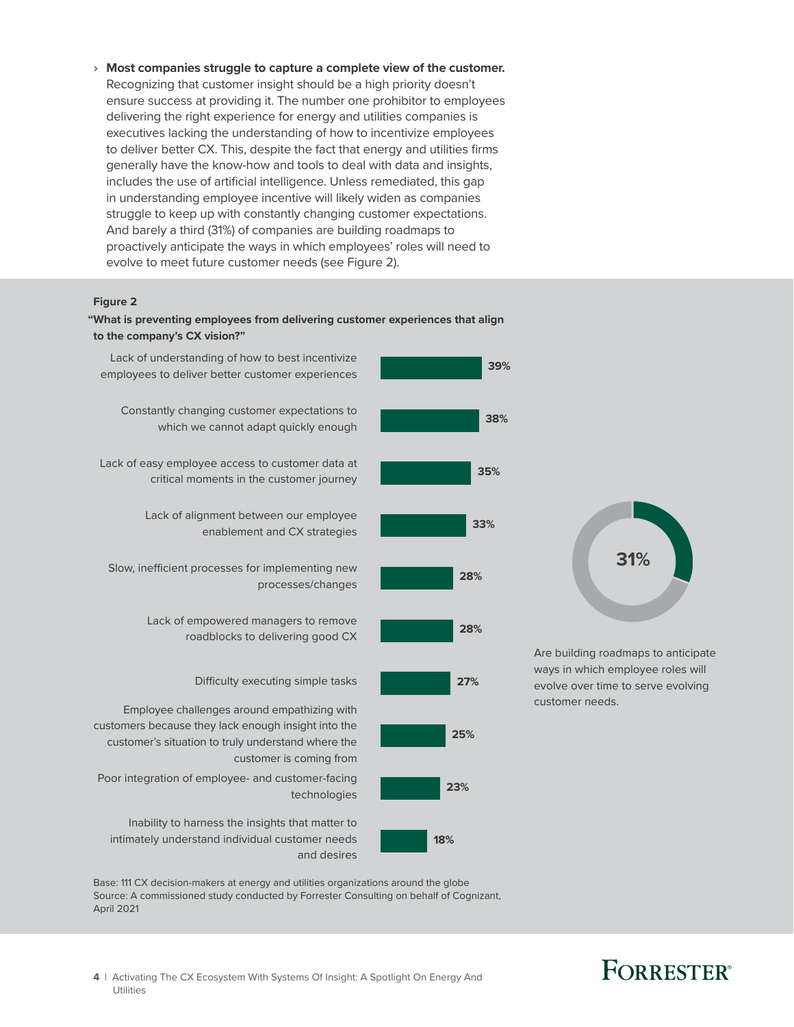- **Most companies struggle to capture a complete view of the customer.** Recognizing that customer insight should be a high priority doesn't ensure success at providing it. The number one prohibitor to employees delivering the right experience for energy and utilities companies is executives lacking the understanding of how to incentivize employees to deliver better CX. This, despite the fact that energy and utilities firms generally have the know-how and tools to deal with data and insights, includes the use of artificial intelligence. Unless remediated, this gap in understanding employee incentive will likely widen as companies struggle to keep up with constantly changing customer expectations. And barely a third (31%) of companies are building roadmaps to proactively anticipate the ways in which employees' roles will need to evolve to meet future customer needs (see Figure 2).

**Figure 2**

**"What is preventing employees from delivering customer experiences that align to the company's CX vision?"**

| Response | Percentage |
|---|---|
| Lack of understanding of how to best incentivize employees to deliver better customer experiences | 39% |
| Constantly changing customer expectations to which we cannot adapt quickly enough | 38% |
| Lack of easy employee access to customer data at critical moments in the customer journey | 35% |
| Lack of alignment between our employee enablement and CX strategies | 33% |
| Slow, inefficient processes for implementing new processes/changes | 28% |
| Lack of empowered managers to remove roadblocks to delivering good CX | 28% |
| Difficulty executing simple tasks | 27% |
| Employee challenges around empathizing with customers because they lack enough insight into the customer's situation to truly understand where the customer is coming from | 25% |
| Poor integration of employee- and customer-facing technologies | 23% |
| Inability to harness the insights that matter to intimately understand individual customer needs and desires | 18% |

**31%**

Are building roadmaps to anticipate ways in which employee roles will evolve over time to serve evolving customer needs.

Base: 111 CX decision-makers at energy and utilities organizations around the globe
Source: A commissioned study conducted by Forrester Consulting on behalf of Cognizant, April 2021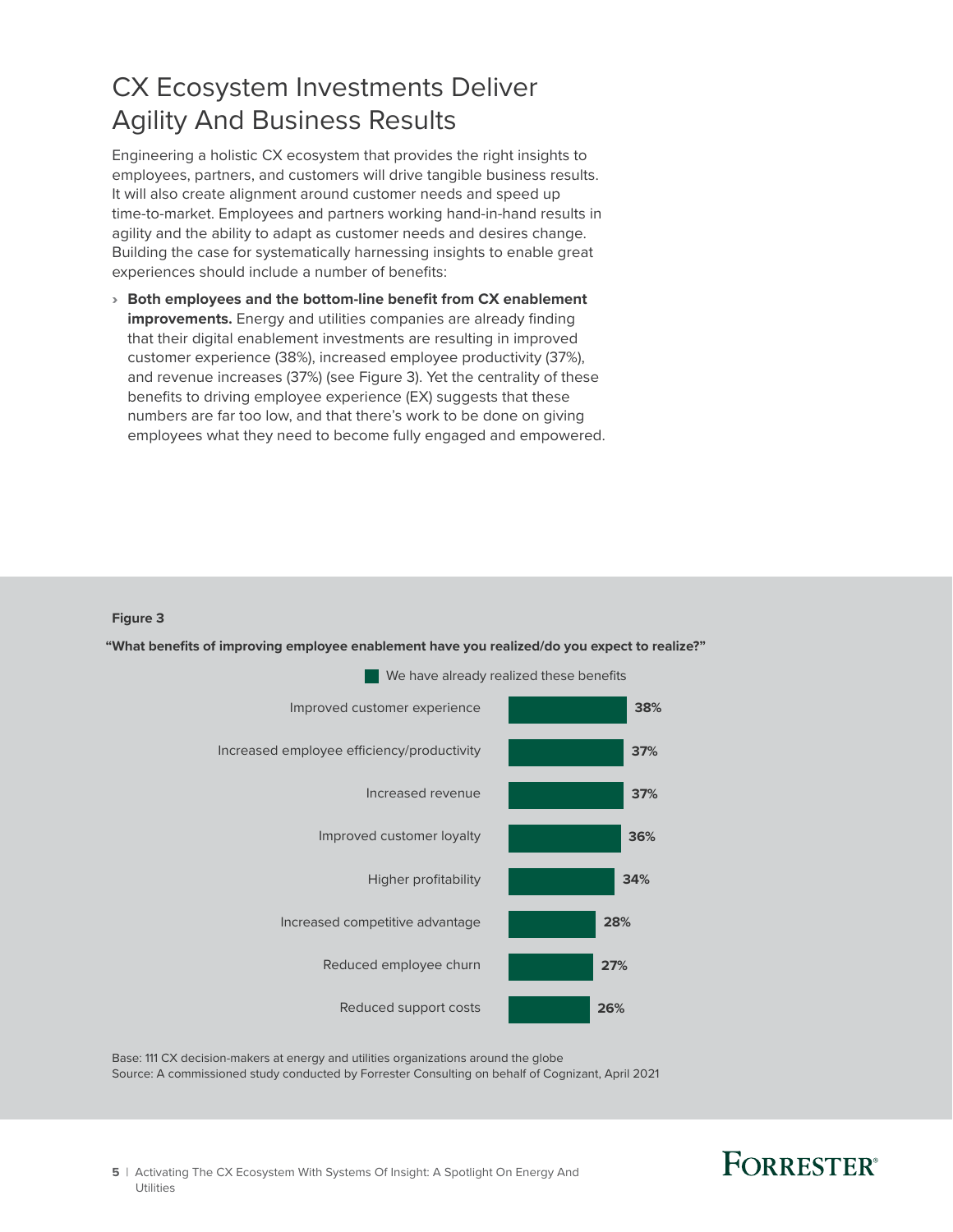# CX Ecosystem Investments Deliver Agility And Business Results

Engineering a holistic CX ecosystem that provides the right insights to employees, partners, and customers will drive tangible business results. It will also create alignment around customer needs and speed up time-to-market. Employees and partners working hand-in-hand results in agility and the ability to adapt as customer needs and desires change. Building the case for systematically harnessing insights to enable great experiences should include a number of benefits:

› **Both employees and the bottom-line benefit from CX enablement improvements.** Energy and utilities companies are already finding that their digital enablement investments are resulting in improved customer experience (38%), increased employee productivity (37%), and revenue increases (37%) (see Figure 3). Yet the centrality of these benefits to driving employee experience (EX) suggests that these numbers are far too low, and that there's work to be done on giving employees what they need to become fully engaged and empowered.

**Figure 3**

**"What benefits of improving employee enablement have you realized/do you expect to realize?"**

| Benefit | We have already realized these benefits |
|---|---|
| Improved customer experience | 38% |
| Increased employee efficiency/productivity | 37% |
| Increased revenue | 37% |
| Improved customer loyalty | 36% |
| Higher profitability | 34% |
| Increased competitive advantage | 28% |
| Reduced employee churn | 27% |
| Reduced support costs | 26% |

Base: 111 CX decision-makers at energy and utilities organizations around the globe
Source: A commissioned study conducted by Forrester Consulting on behalf of Cognizant, April 2021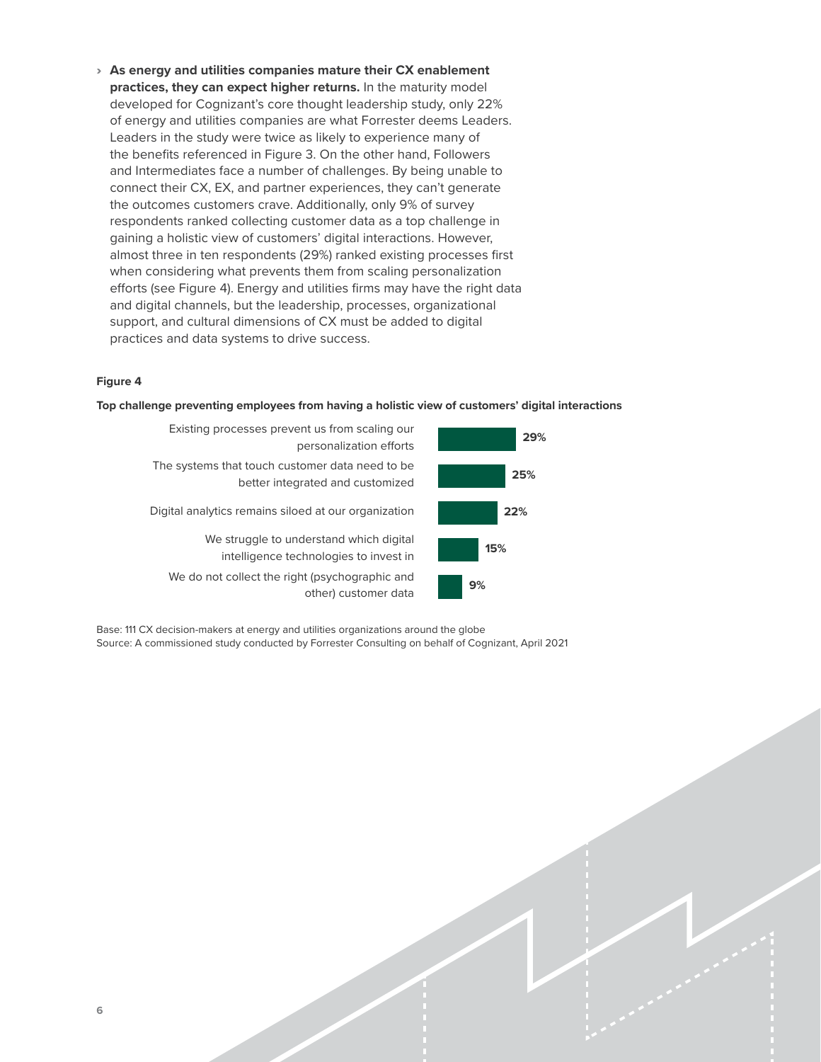- **As energy and utilities companies mature their CX enablement practices, they can expect higher returns.** In the maturity model developed for Cognizant's core thought leadership study, only 22% of energy and utilities companies are what Forrester deems Leaders. Leaders in the study were twice as likely to experience many of the benefits referenced in Figure 3. On the other hand, Followers and Intermediates face a number of challenges. By being unable to connect their CX, EX, and partner experiences, they can't generate the outcomes customers crave. Additionally, only 9% of survey respondents ranked collecting customer data as a top challenge in gaining a holistic view of customers' digital interactions. However, almost three in ten respondents (29%) ranked existing processes first when considering what prevents them from scaling personalization efforts (see Figure 4). Energy and utilities firms may have the right data and digital channels, but the leadership, processes, organizational support, and cultural dimensions of CX must be added to digital practices and data systems to drive success.

**Figure 4**

**Top challenge preventing employees from having a holistic view of customers' digital interactions**

| Challenge | % |
|---|---|
| Existing processes prevent us from scaling our personalization efforts | 29% |
| The systems that touch customer data need to be better integrated and customized | 25% |
| Digital analytics remains siloed at our organization | 22% |
| We struggle to understand which digital intelligence technologies to invest in | 15% |
| We do not collect the right (psychographic and other) customer data | 9% |

Base: 111 CX decision-makers at energy and utilities organizations around the globe
Source: A commissioned study conducted by Forrester Consulting on behalf of Cognizant, April 2021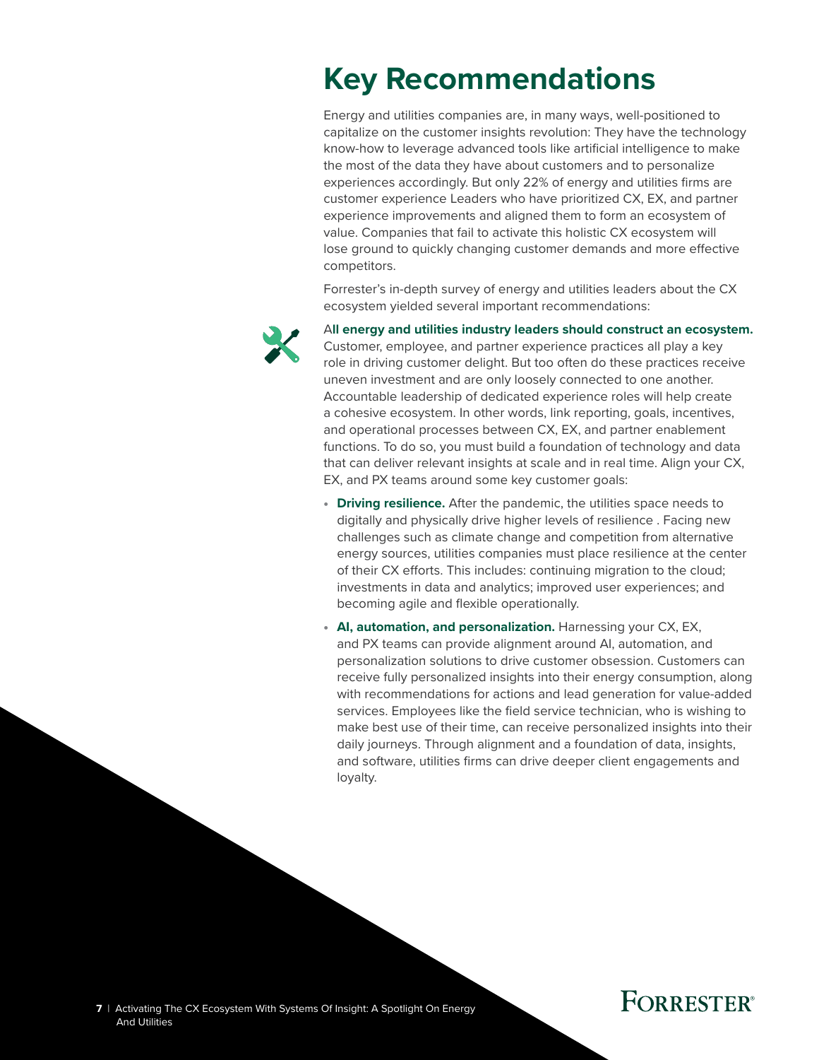# Key Recommendations

Energy and utilities companies are, in many ways, well-positioned to capitalize on the customer insights revolution: They have the technology know-how to leverage advanced tools like artificial intelligence to make the most of the data they have about customers and to personalize experiences accordingly. But only 22% of energy and utilities firms are customer experience Leaders who have prioritized CX, EX, and partner experience improvements and aligned them to form an ecosystem of value. Companies that fail to activate this holistic CX ecosystem will lose ground to quickly changing customer demands and more effective competitors.

Forrester's in-depth survey of energy and utilities leaders about the CX ecosystem yielded several important recommendations:

**All energy and utilities industry leaders should construct an ecosystem.** Customer, employee, and partner experience practices all play a key role in driving customer delight. But too often do these practices receive uneven investment and are only loosely connected to one another. Accountable leadership of dedicated experience roles will help create a cohesive ecosystem. In other words, link reporting, goals, incentives, and operational processes between CX, EX, and partner enablement functions. To do so, you must build a foundation of technology and data that can deliver relevant insights at scale and in real time. Align your CX, EX, and PX teams around some key customer goals:

- **Driving resilience.** After the pandemic, the utilities space needs to digitally and physically drive higher levels of resilience . Facing new challenges such as climate change and competition from alternative energy sources, utilities companies must place resilience at the center of their CX efforts. This includes: continuing migration to the cloud; investments in data and analytics; improved user experiences; and becoming agile and flexible operationally.
- **AI, automation, and personalization.** Harnessing your CX, EX, and PX teams can provide alignment around AI, automation, and personalization solutions to drive customer obsession. Customers can receive fully personalized insights into their energy consumption, along with recommendations for actions and lead generation for value-added services. Employees like the field service technician, who is wishing to make best use of their time, can receive personalized insights into their daily journeys. Through alignment and a foundation of data, insights, and software, utilities firms can drive deeper client engagements and loyalty.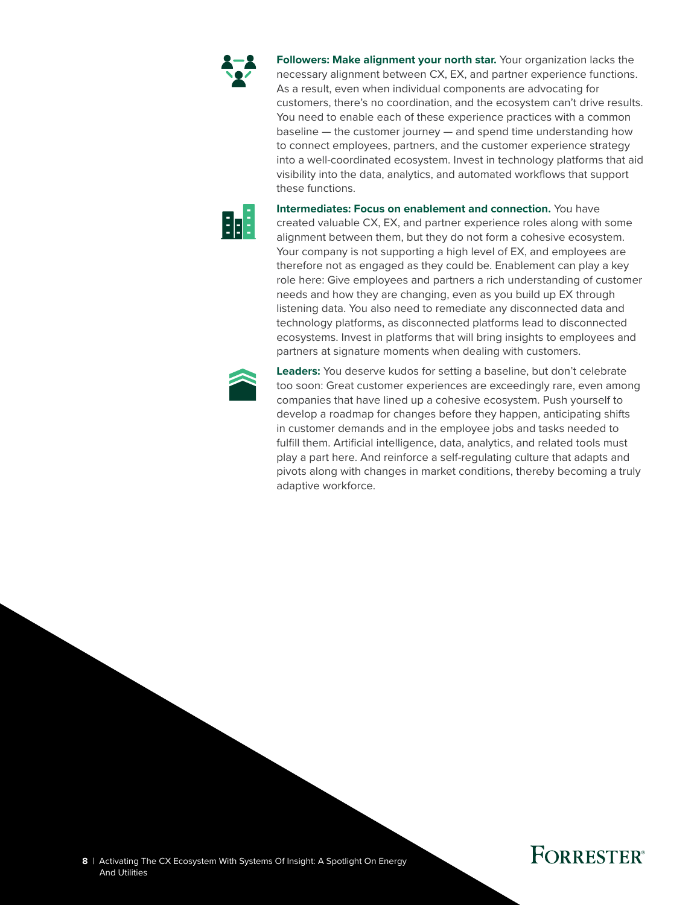**Followers: Make alignment your north star.** Your organization lacks the necessary alignment between CX, EX, and partner experience functions. As a result, even when individual components are advocating for customers, there's no coordination, and the ecosystem can't drive results. You need to enable each of these experience practices with a common baseline — the customer journey — and spend time understanding how to connect employees, partners, and the customer experience strategy into a well-coordinated ecosystem. Invest in technology platforms that aid visibility into the data, analytics, and automated workflows that support these functions.

**Intermediates: Focus on enablement and connection.** You have created valuable CX, EX, and partner experience roles along with some alignment between them, but they do not form a cohesive ecosystem. Your company is not supporting a high level of EX, and employees are therefore not as engaged as they could be. Enablement can play a key role here: Give employees and partners a rich understanding of customer needs and how they are changing, even as you build up EX through listening data. You also need to remediate any disconnected data and technology platforms, as disconnected platforms lead to disconnected ecosystems. Invest in platforms that will bring insights to employees and partners at signature moments when dealing with customers.

**Leaders:** You deserve kudos for setting a baseline, but don't celebrate too soon: Great customer experiences are exceedingly rare, even among companies that have lined up a cohesive ecosystem. Push yourself to develop a roadmap for changes before they happen, anticipating shifts in customer demands and in the employee jobs and tasks needed to fulfill them. Artificial intelligence, data, analytics, and related tools must play a part here. And reinforce a self-regulating culture that adapts and pivots along with changes in market conditions, thereby becoming a truly adaptive workforce.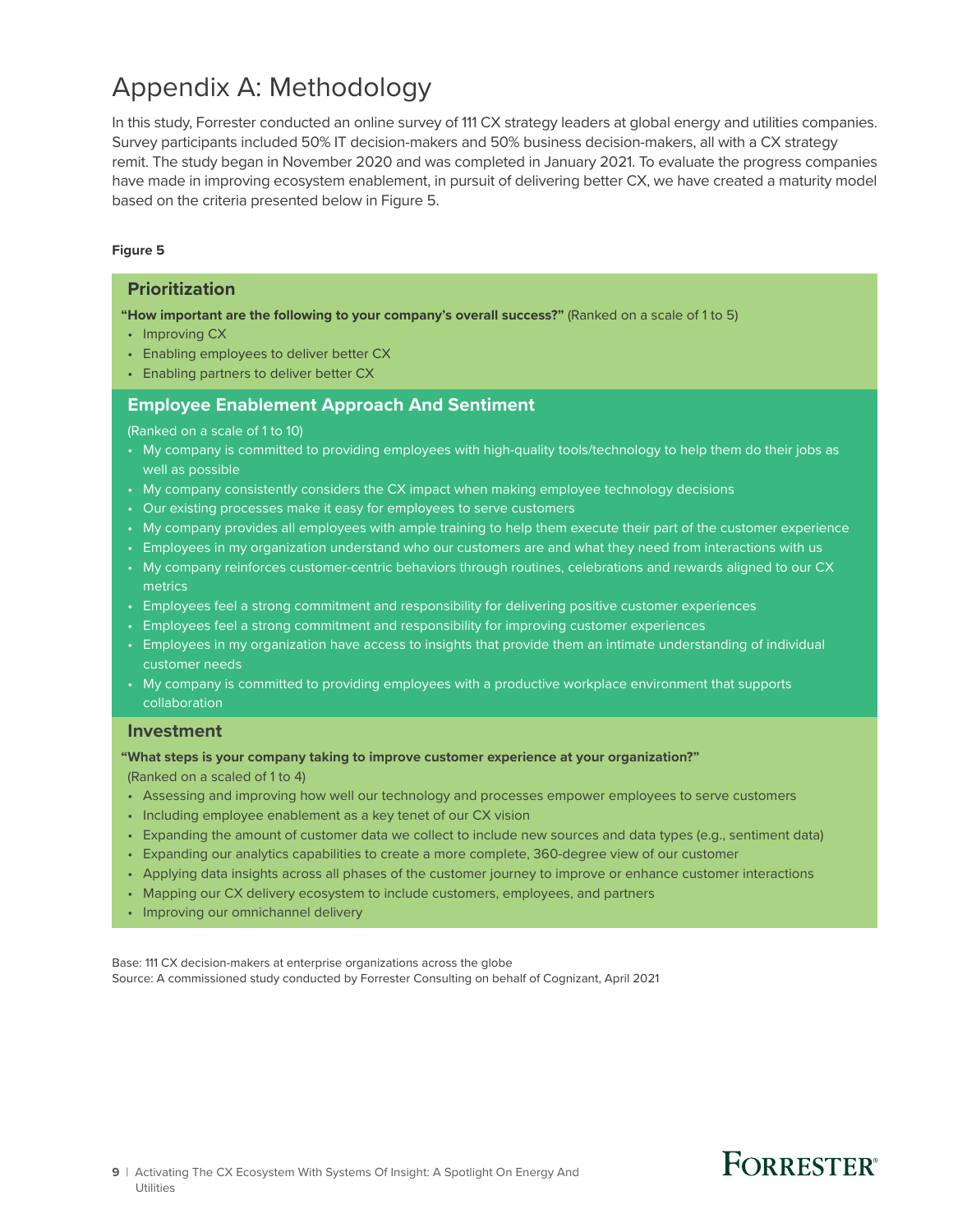# Appendix A: Methodology

In this study, Forrester conducted an online survey of 111 CX strategy leaders at global energy and utilities companies. Survey participants included 50% IT decision-makers and 50% business decision-makers, all with a CX strategy remit. The study began in November 2020 and was completed in January 2021. To evaluate the progress companies have made in improving ecosystem enablement, in pursuit of delivering better CX, we have created a maturity model based on the criteria presented below in Figure 5.

**Figure 5**

### Prioritization

**"How important are the following to your company's overall success?"** (Ranked on a scale of 1 to 5)

- Improving CX
- Enabling employees to deliver better CX
- Enabling partners to deliver better CX

### Employee Enablement Approach And Sentiment

(Ranked on a scale of 1 to 10)

- My company is committed to providing employees with high-quality tools/technology to help them do their jobs as well as possible
- My company consistently considers the CX impact when making employee technology decisions
- Our existing processes make it easy for employees to serve customers
- My company provides all employees with ample training to help them execute their part of the customer experience
- Employees in my organization understand who our customers are and what they need from interactions with us
- My company reinforces customer-centric behaviors through routines, celebrations and rewards aligned to our CX metrics
- Employees feel a strong commitment and responsibility for delivering positive customer experiences
- Employees feel a strong commitment and responsibility for improving customer experiences
- Employees in my organization have access to insights that provide them an intimate understanding of individual customer needs
- My company is committed to providing employees with a productive workplace environment that supports collaboration

### Investment

**"What steps is your company taking to improve customer experience at your organization?"**

(Ranked on a scaled of 1 to 4)

- Assessing and improving how well our technology and processes empower employees to serve customers
- Including employee enablement as a key tenet of our CX vision
- Expanding the amount of customer data we collect to include new sources and data types (e.g., sentiment data)
- Expanding our analytics capabilities to create a more complete, 360-degree view of our customer
- Applying data insights across all phases of the customer journey to improve or enhance customer interactions
- Mapping our CX delivery ecosystem to include customers, employees, and partners
- Improving our omnichannel delivery

Base: 111 CX decision-makers at enterprise organizations across the globe
Source: A commissioned study conducted by Forrester Consulting on behalf of Cognizant, April 2021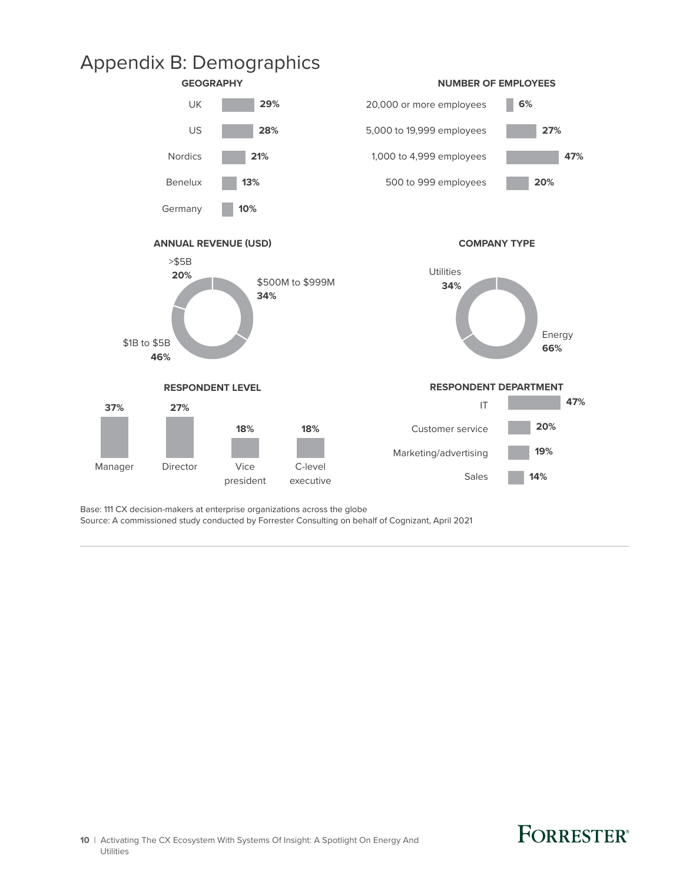# Appendix B: Demographics

**GEOGRAPHY**

| Region | % |
|---|---|
| UK | 29% |
| US | 28% |
| Nordics | 21% |
| Benelux | 13% |
| Germany | 10% |

**NUMBER OF EMPLOYEES**

| Employees | % |
|---|---|
| 20,000 or more employees | 6% |
| 5,000 to 19,999 employees | 27% |
| 1,000 to 4,999 employees | 47% |
| 500 to 999 employees | 20% |

**ANNUAL REVENUE (USD)**

| Revenue | % |
|---|---|
| >$5B | 20% |
| $500M to $999M | 34% |
| $1B to $5B | 46% |

**COMPANY TYPE**

| Type | % |
|---|---|
| Utilities | 34% |
| Energy | 66% |

**RESPONDENT LEVEL**

| Level | % |
|---|---|
| Manager | 37% |
| Director | 27% |
| Vice president | 18% |
| C-level executive | 18% |

**RESPONDENT DEPARTMENT**

| Department | % |
|---|---|
| IT | 47% |
| Customer service | 20% |
| Marketing/advertising | 19% |
| Sales | 14% |

Base: 111 CX decision-makers at enterprise organizations across the globe
Source: A commissioned study conducted by Forrester Consulting on behalf of Cognizant, April 2021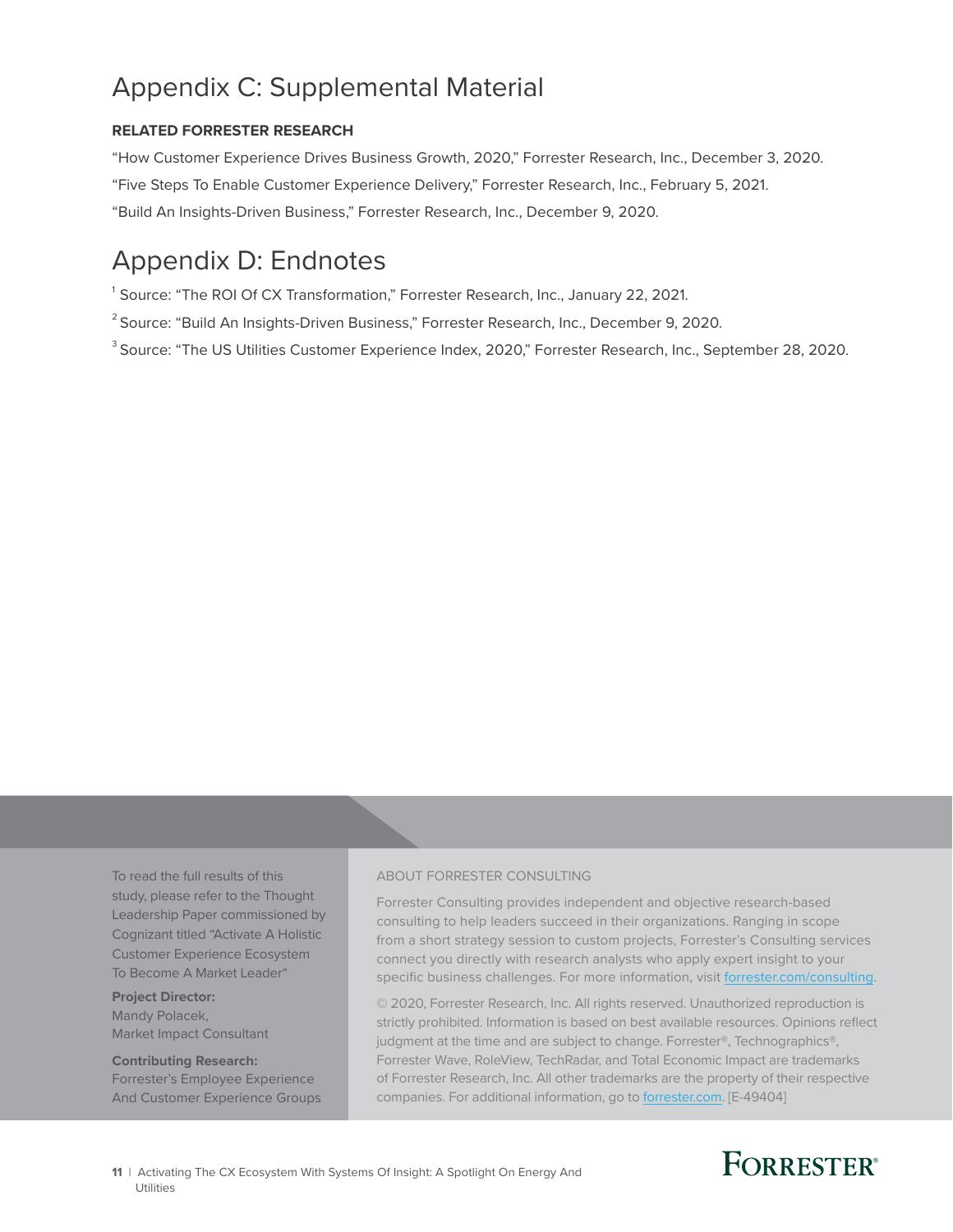# Appendix C: Supplemental Material

**RELATED FORRESTER RESEARCH**

"How Customer Experience Drives Business Growth, 2020," Forrester Research, Inc., December 3, 2020.

"Five Steps To Enable Customer Experience Delivery," Forrester Research, Inc., February 5, 2021.

"Build An Insights-Driven Business," Forrester Research, Inc., December 9, 2020.

# Appendix D: Endnotes

[1] Source: "The ROI Of CX Transformation," Forrester Research, Inc., January 22, 2021.

[2] Source: "Build An Insights-Driven Business," Forrester Research, Inc., December 9, 2020.

[3] Source: "The US Utilities Customer Experience Index, 2020," Forrester Research, Inc., September 28, 2020.

To read the full results of this study, please refer to the Thought Leadership Paper commissioned by Cognizant titled "Activate A Holistic Customer Experience Ecosystem To Become A Market Leader"

**Project Director:**
Mandy Polacek,
Market Impact Consultant

**Contributing Research:**
Forrester's Employee Experience And Customer Experience Groups

ABOUT FORRESTER CONSULTING

Forrester Consulting provides independent and objective research-based consulting to help leaders succeed in their organizations. Ranging in scope from a short strategy session to custom projects, Forrester's Consulting services connect you directly with research analysts who apply expert insight to your specific business challenges. For more information, visit forrester.com/consulting.

© 2020, Forrester Research, Inc. All rights reserved. Unauthorized reproduction is strictly prohibited. Information is based on best available resources. Opinions reflect judgment at the time and are subject to change. Forrester®, Technographics®, Forrester Wave, RoleView, TechRadar, and Total Economic Impact are trademarks of Forrester Research, Inc. All other trademarks are the property of their respective companies. For additional information, go to forrester.com. [E-49404]